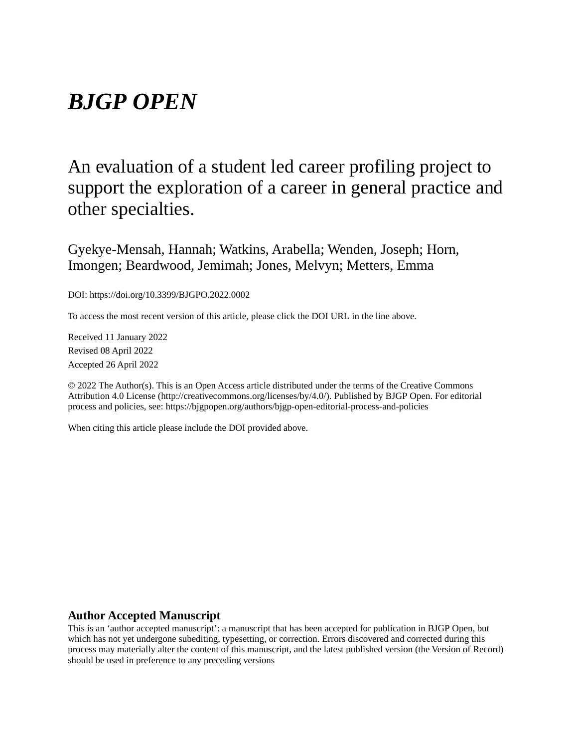# *BJGP OPEN*

## An evaluation of a student led career profiling project to support the exploration of a career in general practice and other specialties.

Gyekye-Mensah, Hannah; Watkins, Arabella; Wenden, Joseph; Horn, Imongen; Beardwood, Jemimah; Jones, Melvyn; Metters, Emma

DOI: https://doi.org/10.3399/BJGPO.2022.0002

To access the most recent version of this article, please click the DOI URL in the line above.

Received 11 January 2022

Revised 08 April 2022

Accepted 26 April 2022

© 2022 The Author(s). This is an Open Access article distributed under the terms of the Creative Commons Attribution 4.0 License (http://creativecommons.org/licenses/by/4.0/). Published by BJGP Open. For editorial process and policies, see: https://bjgpopen.org/authors/bjgp-open-editorial-process-and-policies

When citing this article please include the DOI provided above.

**Author Accepted Manuscript**

This is an 'author accepted manuscript': a manuscript that has been accepted for publication in BJGP Open, but which has not yet undergone subediting, typesetting, or correction. Errors discovered and corrected during this process may materially alter the content of this manuscript, and the latest published version (the Version of Record) should be used in preference to any preceding versions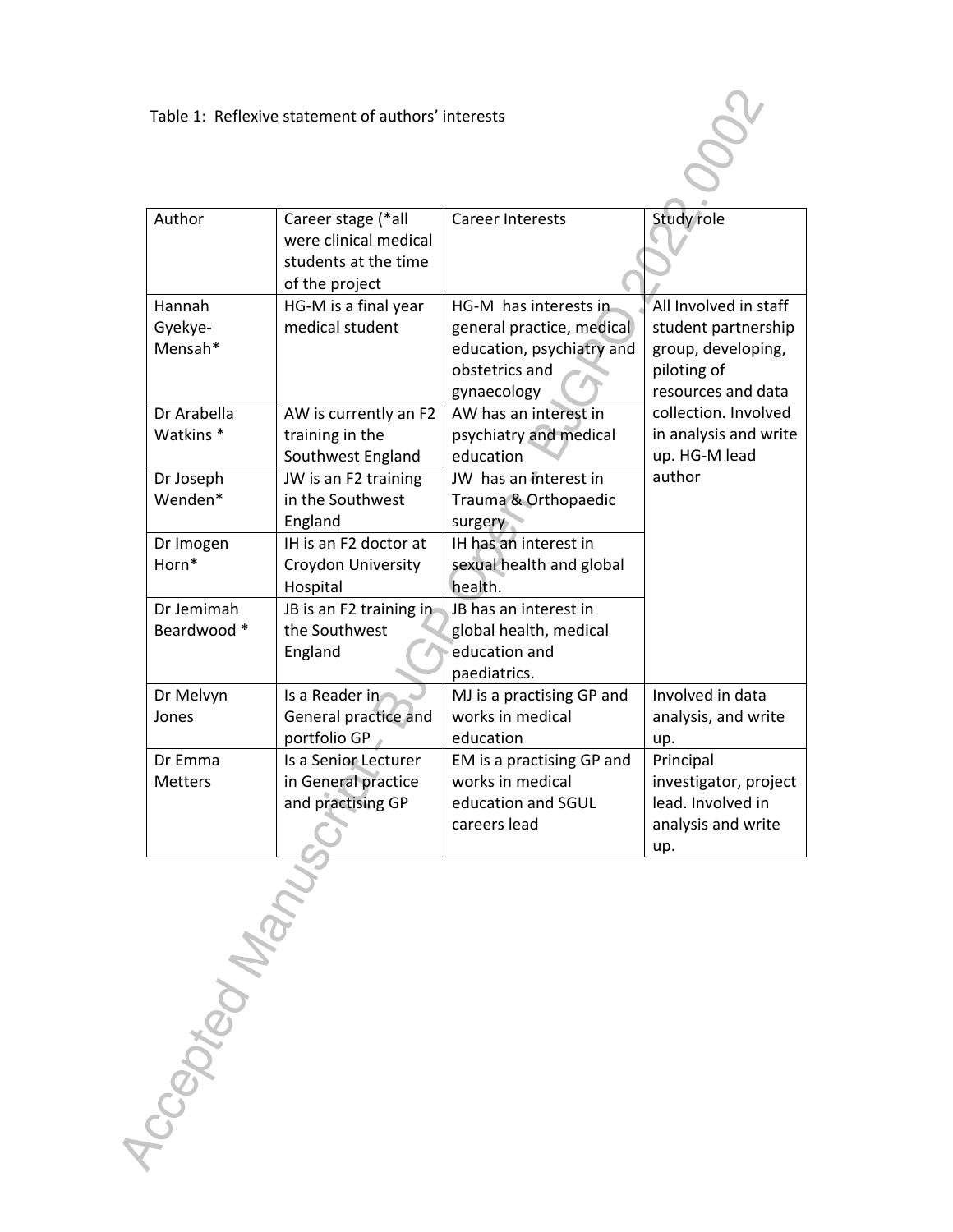Table 1: Reflexive statement of authors' interests

| Author | Career stage (*all were clinical medical students at the time of the project | Career Interests | Study role |
|---|---|---|---|
| Hannah Gyekye-Mensah* | HG-M is a final year medical student | HG-M has interests in general practice, medical education, psychiatry and obstetrics and gynaecology | All Involved in staff student partnership group, developing, piloting of resources and data collection. Involved in analysis and write up. HG-M lead author |
| Dr Arabella Watkins * | AW is currently an F2 training in the Southwest England | AW has an interest in psychiatry and medical education | |
| Dr Joseph Wenden* | JW is an F2 training in the Southwest England | JW has an interest in Trauma & Orthopaedic surgery | |
| Dr Imogen Horn* | IH is an F2 doctor at Croydon University Hospital | IH has an interest in sexual health and global health. | |
| Dr Jemimah Beardwood * | JB is an F2 training in the Southwest England | JB has an interest in global health, medical education and paediatrics. | |
| Dr Melvyn Jones | Is a Reader in General practice and portfolio GP | MJ is a practising GP and works in medical education | Involved in data analysis, and write up. |
| Dr Emma Metters | Is a Senior Lecturer in General practice and practising GP | EM is a practising GP and works in medical education and SGUL careers lead | Principal investigator, project lead. Involved in analysis and write up. |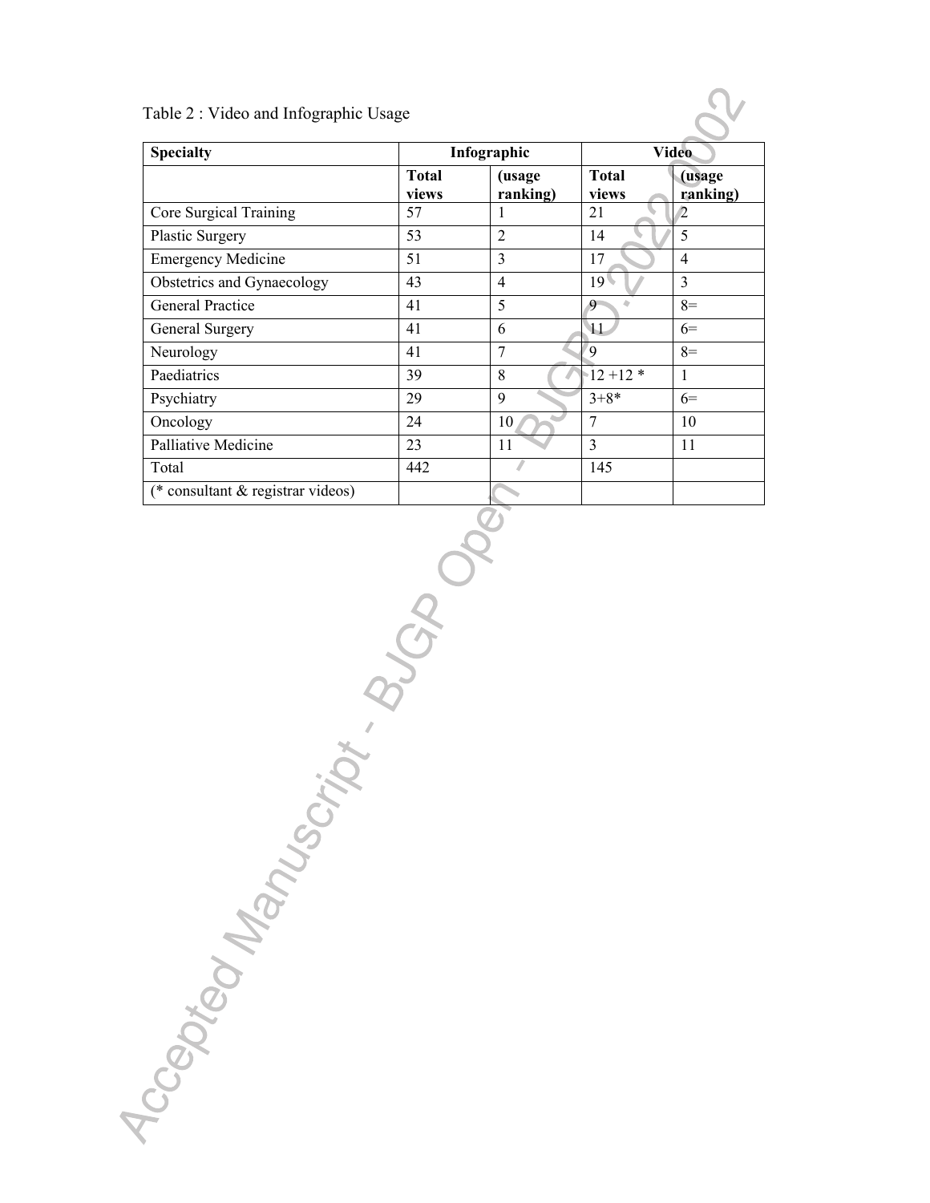Table 2 : Video and Infographic Usage

| Specialty | Infographic | | Video | |
|---|---|---|---|---|
| | **Total views** | **(usage ranking)** | **Total views** | **(usage ranking)** |
| Core Surgical Training | 57 | 1 | 21 | 2 |
| Plastic Surgery | 53 | 2 | 14 | 5 |
| Emergency Medicine | 51 | 3 | 17 | 4 |
| Obstetrics and Gynaecology | 43 | 4 | 19 | 3 |
| General Practice | 41 | 5 | 9 | 8= |
| General Surgery | 41 | 6 | 11 | 6= |
| Neurology | 41 | 7 | 9 | 8= |
| Paediatrics | 39 | 8 | 12 +12 * | 1 |
| Psychiatry | 29 | 9 | 3+8* | 6= |
| Oncology | 24 | 10 | 7 | 10 |
| Palliative Medicine | 23 | 11 | 3 | 11 |
| Total | 442 | | 145 | |
| (* consultant & registrar videos) | | | | |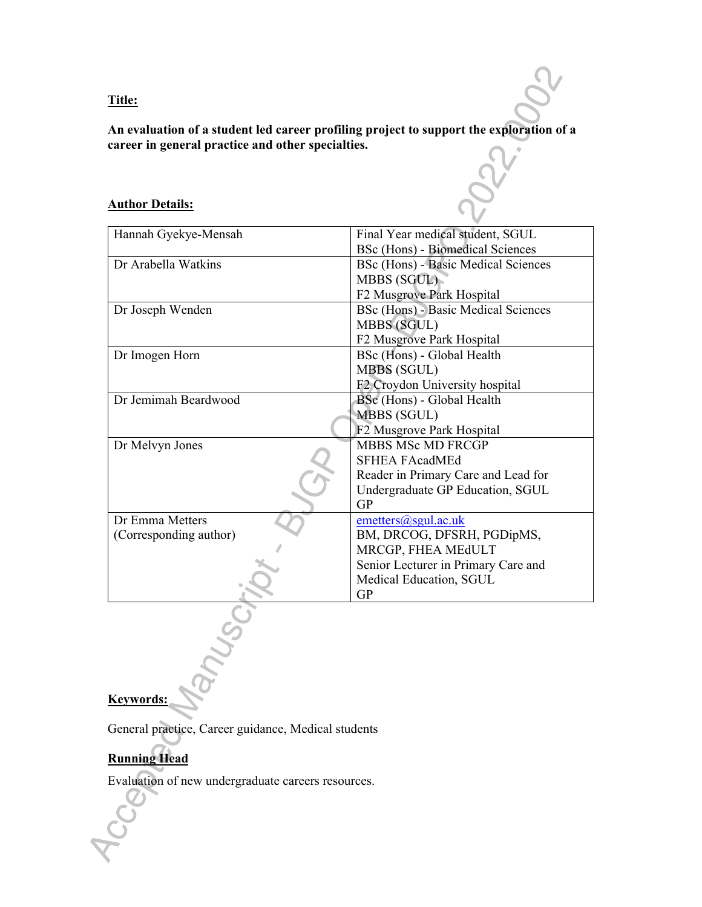**Title:**

**An evaluation of a student led career profiling project to support the exploration of a career in general practice and other specialties.**

**Author Details:**

| | |
|---|---|
| Hannah Gyekye-Mensah | Final Year medical student, SGUL<br>BSc (Hons) - Biomedical Sciences |
| Dr Arabella Watkins | BSc (Hons) - Basic Medical Sciences<br>MBBS (SGUL)<br>F2 Musgrove Park Hospital |
| Dr Joseph Wenden | BSc (Hons) - Basic Medical Sciences<br>MBBS (SGUL)<br>F2 Musgrove Park Hospital |
| Dr Imogen Horn | BSc (Hons) - Global Health<br>MBBS (SGUL)<br>F2 Croydon University hospital |
| Dr Jemimah Beardwood | BSc (Hons) - Global Health<br>MBBS (SGUL)<br>F2 Musgrove Park Hospital |
| Dr Melvyn Jones | MBBS MSc MD FRCGP<br>SFHEA FAcadMEd<br>Reader in Primary Care and Lead for Undergraduate GP Education, SGUL<br>GP |
| Dr Emma Metters<br>(Corresponding author) | emetters@sgul.ac.uk<br>BM, DRCOG, DFSRH, PGDipMS, MRCGP, FHEA MEdULT<br>Senior Lecturer in Primary Care and Medical Education, SGUL<br>GP |

**Keywords:**

General practice, Career guidance, Medical students

**Running Head**

Evaluation of new undergraduate careers resources.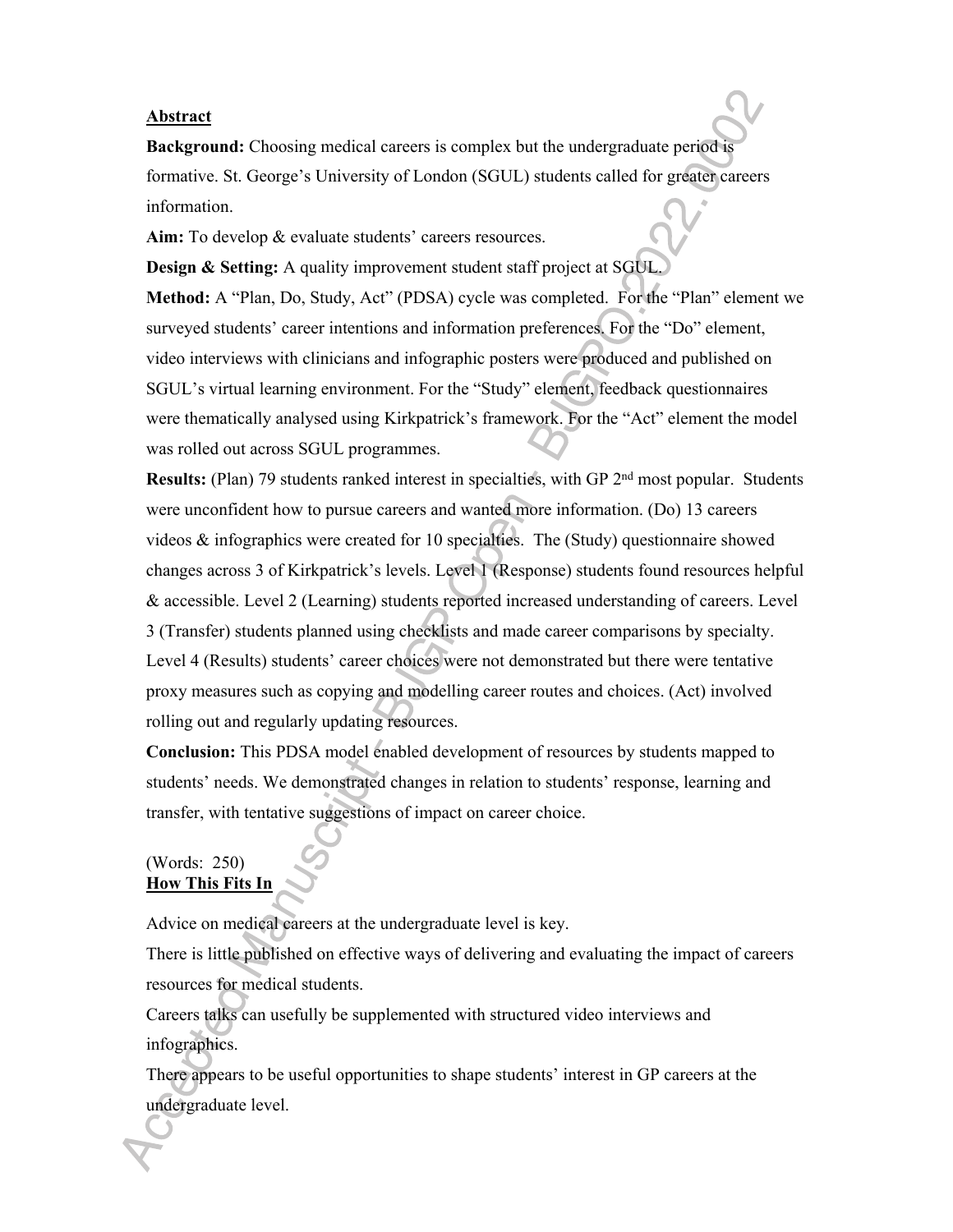## Abstract

**Background:** Choosing medical careers is complex but the undergraduate period is formative. St. George's University of London (SGUL) students called for greater careers information.

**Aim:** To develop & evaluate students' careers resources.

**Design & Setting:** A quality improvement student staff project at SGUL.

**Method:** A "Plan, Do, Study, Act" (PDSA) cycle was completed. For the "Plan" element we surveyed students' career intentions and information preferences. For the "Do" element, video interviews with clinicians and infographic posters were produced and published on SGUL's virtual learning environment. For the "Study" element, feedback questionnaires were thematically analysed using Kirkpatrick's framework. For the "Act" element the model was rolled out across SGUL programmes.

**Results:** (Plan) 79 students ranked interest in specialties, with GP 2nd most popular. Students were unconfident how to pursue careers and wanted more information. (Do) 13 careers videos & infographics were created for 10 specialties. The (Study) questionnaire showed changes across 3 of Kirkpatrick's levels. Level 1 (Response) students found resources helpful & accessible. Level 2 (Learning) students reported increased understanding of careers. Level 3 (Transfer) students planned using checklists and made career comparisons by specialty. Level 4 (Results) students' career choices were not demonstrated but there were tentative proxy measures such as copying and modelling career routes and choices. (Act) involved rolling out and regularly updating resources.

**Conclusion:** This PDSA model enabled development of resources by students mapped to students' needs. We demonstrated changes in relation to students' response, learning and transfer, with tentative suggestions of impact on career choice.

(Words: 250)

## How This Fits In

Advice on medical careers at the undergraduate level is key.

There is little published on effective ways of delivering and evaluating the impact of careers resources for medical students.

Careers talks can usefully be supplemented with structured video interviews and infographics.

There appears to be useful opportunities to shape students' interest in GP careers at the undergraduate level.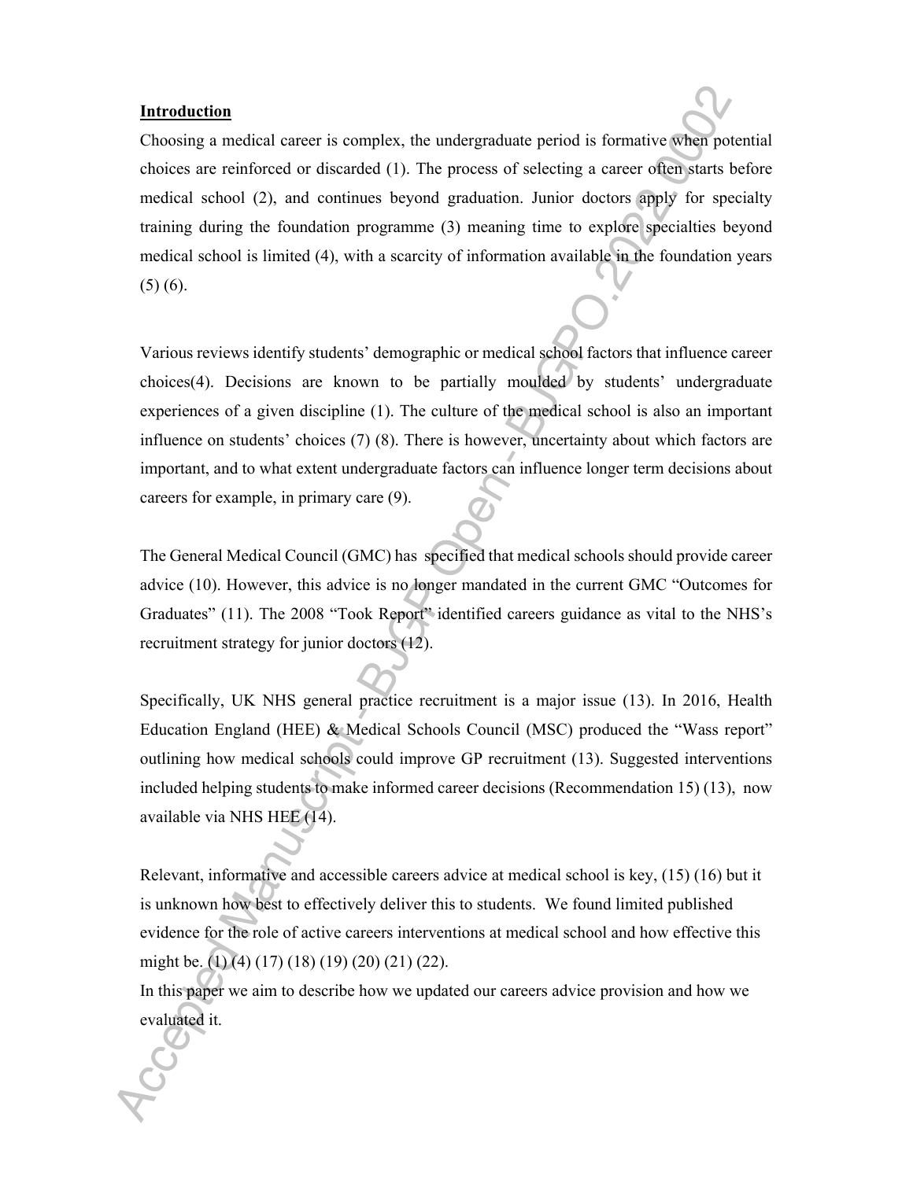**Introduction**

Choosing a medical career is complex, the undergraduate period is formative when potential choices are reinforced or discarded (1). The process of selecting a career often starts before medical school (2), and continues beyond graduation. Junior doctors apply for specialty training during the foundation programme (3) meaning time to explore specialties beyond medical school is limited (4), with a scarcity of information available in the foundation years (5) (6).

Various reviews identify students' demographic or medical school factors that influence career choices(4). Decisions are known to be partially moulded by students' undergraduate experiences of a given discipline (1). The culture of the medical school is also an important influence on students' choices (7) (8). There is however, uncertainty about which factors are important, and to what extent undergraduate factors can influence longer term decisions about careers for example, in primary care (9).

The General Medical Council (GMC) has specified that medical schools should provide career advice (10). However, this advice is no longer mandated in the current GMC "Outcomes for Graduates" (11). The 2008 "Took Report" identified careers guidance as vital to the NHS's recruitment strategy for junior doctors (12).

Specifically, UK NHS general practice recruitment is a major issue (13). In 2016, Health Education England (HEE) & Medical Schools Council (MSC) produced the "Wass report" outlining how medical schools could improve GP recruitment (13). Suggested interventions included helping students to make informed career decisions (Recommendation 15) (13), now available via NHS HEE (14).

Relevant, informative and accessible careers advice at medical school is key, (15) (16) but it is unknown how best to effectively deliver this to students. We found limited published evidence for the role of active careers interventions at medical school and how effective this might be. (1) (4) (17) (18) (19) (20) (21) (22).

In this paper we aim to describe how we updated our careers advice provision and how we evaluated it.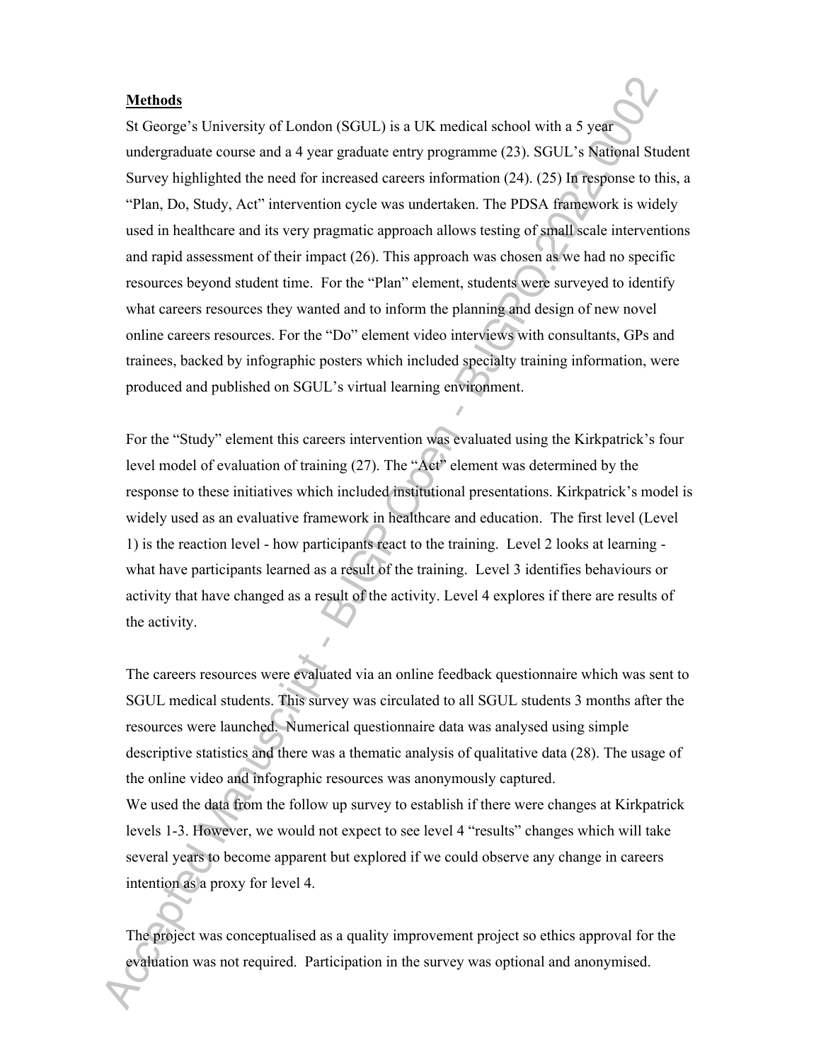**Methods**

St George's University of London (SGUL) is a UK medical school with a 5 year undergraduate course and a 4 year graduate entry programme (23). SGUL's National Student Survey highlighted the need for increased careers information (24). (25) In response to this, a "Plan, Do, Study, Act" intervention cycle was undertaken. The PDSA framework is widely used in healthcare and its very pragmatic approach allows testing of small scale interventions and rapid assessment of their impact (26). This approach was chosen as we had no specific resources beyond student time. For the "Plan" element, students were surveyed to identify what careers resources they wanted and to inform the planning and design of new novel online careers resources. For the "Do" element video interviews with consultants, GPs and trainees, backed by infographic posters which included specialty training information, were produced and published on SGUL's virtual learning environment.

For the "Study" element this careers intervention was evaluated using the Kirkpatrick's four level model of evaluation of training (27). The "Act" element was determined by the response to these initiatives which included institutional presentations. Kirkpatrick's model is widely used as an evaluative framework in healthcare and education. The first level (Level 1) is the reaction level - how participants react to the training. Level 2 looks at learning - what have participants learned as a result of the training. Level 3 identifies behaviours or activity that have changed as a result of the activity. Level 4 explores if there are results of the activity.

The careers resources were evaluated via an online feedback questionnaire which was sent to SGUL medical students. This survey was circulated to all SGUL students 3 months after the resources were launched. Numerical questionnaire data was analysed using simple descriptive statistics and there was a thematic analysis of qualitative data (28). The usage of the online video and infographic resources was anonymously captured.
We used the data from the follow up survey to establish if there were changes at Kirkpatrick levels 1-3. However, we would not expect to see level 4 "results" changes which will take several years to become apparent but explored if we could observe any change in careers intention as a proxy for level 4.

The project was conceptualised as a quality improvement project so ethics approval for the evaluation was not required. Participation in the survey was optional and anonymised.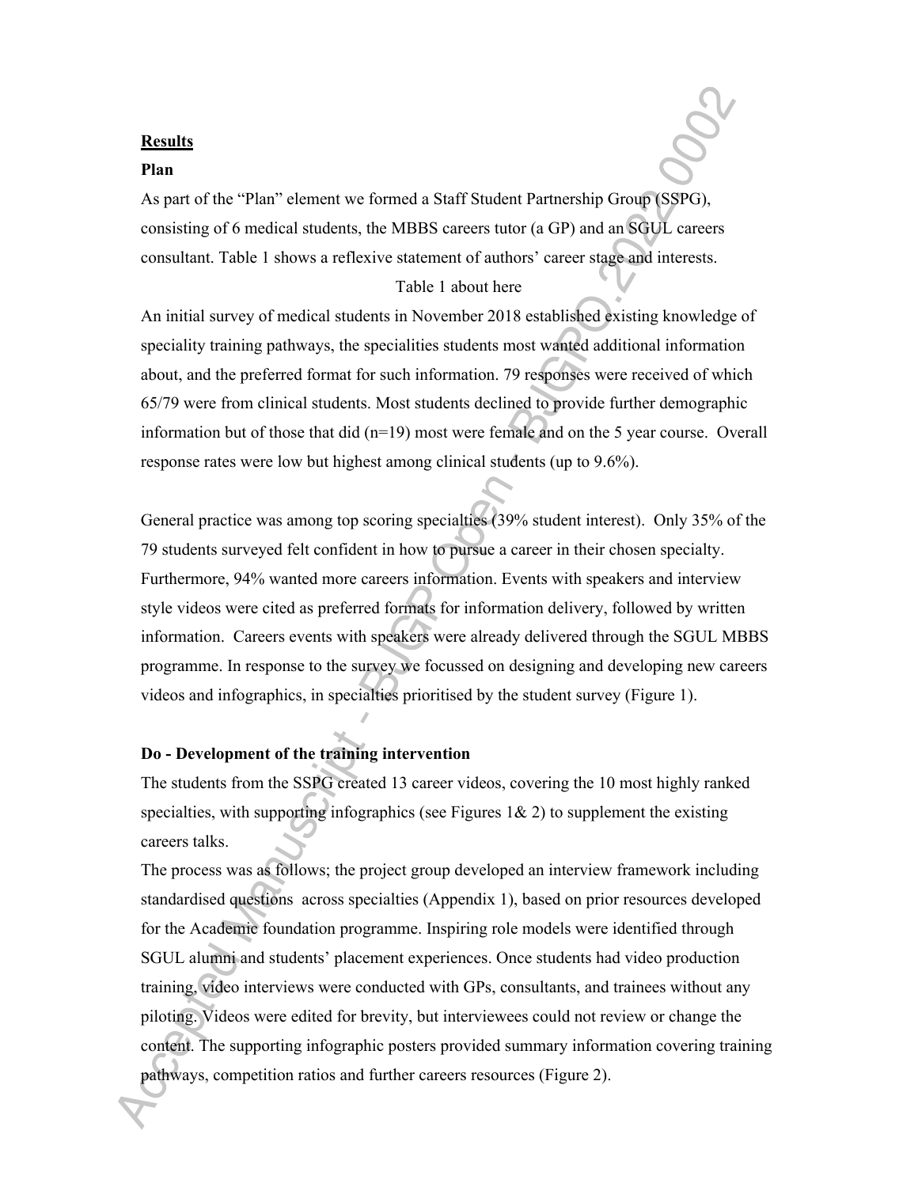## Results

### Plan

As part of the "Plan" element we formed a Staff Student Partnership Group (SSPG), consisting of 6 medical students, the MBBS careers tutor (a GP) and an SGUL careers consultant. Table 1 shows a reflexive statement of authors' career stage and interests.

Table 1 about here

An initial survey of medical students in November 2018 established existing knowledge of speciality training pathways, the specialities students most wanted additional information about, and the preferred format for such information. 79 responses were received of which 65/79 were from clinical students. Most students declined to provide further demographic information but of those that did (n=19) most were female and on the 5 year course. Overall response rates were low but highest among clinical students (up to 9.6%).

General practice was among top scoring specialties (39% student interest). Only 35% of the 79 students surveyed felt confident in how to pursue a career in their chosen specialty. Furthermore, 94% wanted more careers information. Events with speakers and interview style videos were cited as preferred formats for information delivery, followed by written information. Careers events with speakers were already delivered through the SGUL MBBS programme. In response to the survey we focussed on designing and developing new careers videos and infographics, in specialties prioritised by the student survey (Figure 1).

### Do - Development of the training intervention

The students from the SSPG created 13 career videos, covering the 10 most highly ranked specialties, with supporting infographics (see Figures 1& 2) to supplement the existing careers talks.

The process was as follows; the project group developed an interview framework including standardised questions across specialties (Appendix 1), based on prior resources developed for the Academic foundation programme. Inspiring role models were identified through SGUL alumni and students' placement experiences. Once students had video production training, video interviews were conducted with GPs, consultants, and trainees without any piloting. Videos were edited for brevity, but interviewees could not review or change the content. The supporting infographic posters provided summary information covering training pathways, competition ratios and further careers resources (Figure 2).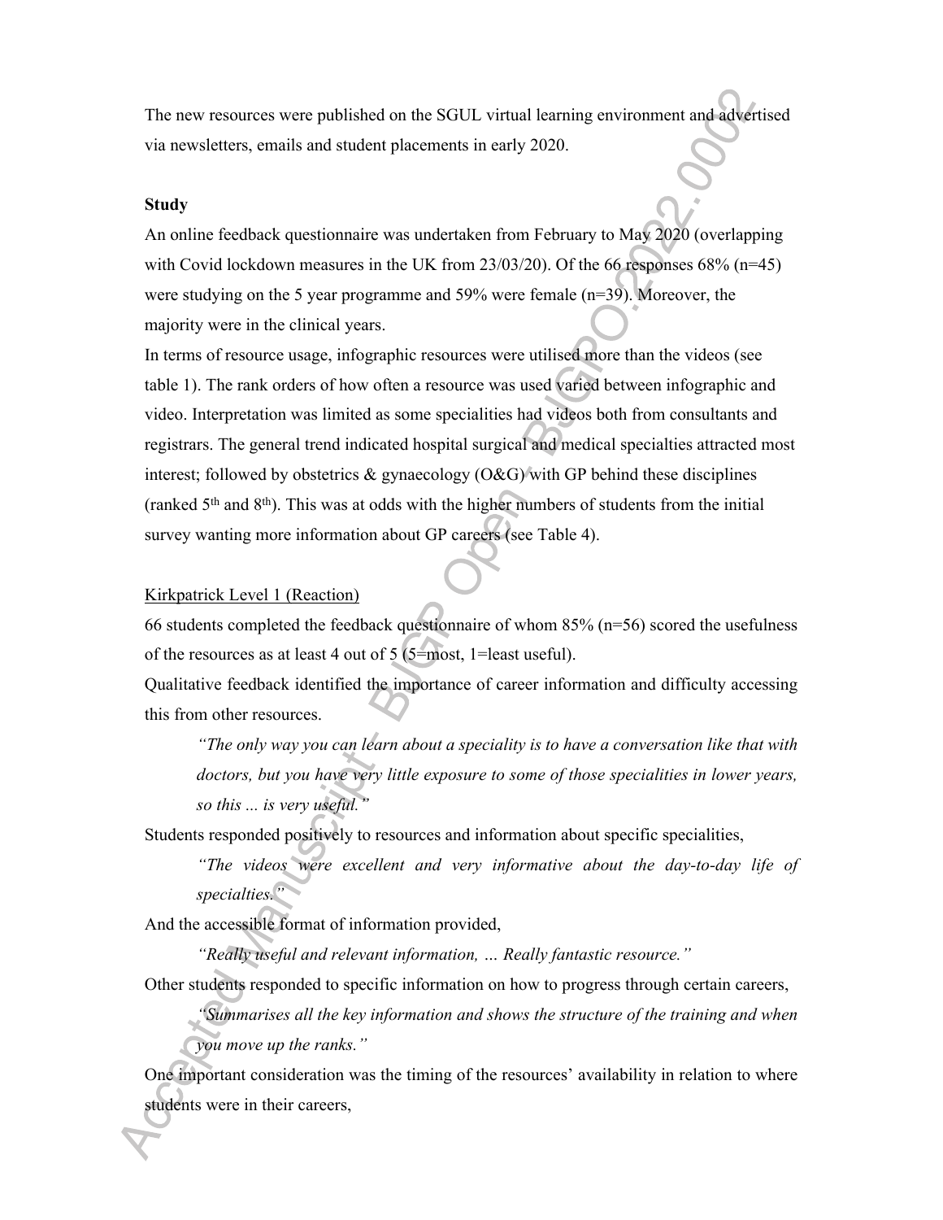The new resources were published on the SGUL virtual learning environment and advertised via newsletters, emails and student placements in early 2020.

**Study**

An online feedback questionnaire was undertaken from February to May 2020 (overlapping with Covid lockdown measures in the UK from 23/03/20). Of the 66 responses 68% (n=45) were studying on the 5 year programme and 59% were female (n=39). Moreover, the majority were in the clinical years.

In terms of resource usage, infographic resources were utilised more than the videos (see table 1). The rank orders of how often a resource was used varied between infographic and video. Interpretation was limited as some specialities had videos both from consultants and registrars. The general trend indicated hospital surgical and medical specialties attracted most interest; followed by obstetrics & gynaecology (O&G) with GP behind these disciplines (ranked 5th and 8th). This was at odds with the higher numbers of students from the initial survey wanting more information about GP careers (see Table 4).

Kirkpatrick Level 1 (Reaction)

66 students completed the feedback questionnaire of whom 85% (n=56) scored the usefulness of the resources as at least 4 out of 5 (5=most, 1=least useful).

Qualitative feedback identified the importance of career information and difficulty accessing this from other resources.

> *"The only way you can learn about a speciality is to have a conversation like that with doctors, but you have very little exposure to some of those specialities in lower years, so this ... is very useful."*

Students responded positively to resources and information about specific specialities,

> *"The videos were excellent and very informative about the day-to-day life of specialties."*

And the accessible format of information provided,

> *"Really useful and relevant information, … Really fantastic resource."*

Other students responded to specific information on how to progress through certain careers,

> *"Summarises all the key information and shows the structure of the training and when you move up the ranks."*

One important consideration was the timing of the resources' availability in relation to where students were in their careers,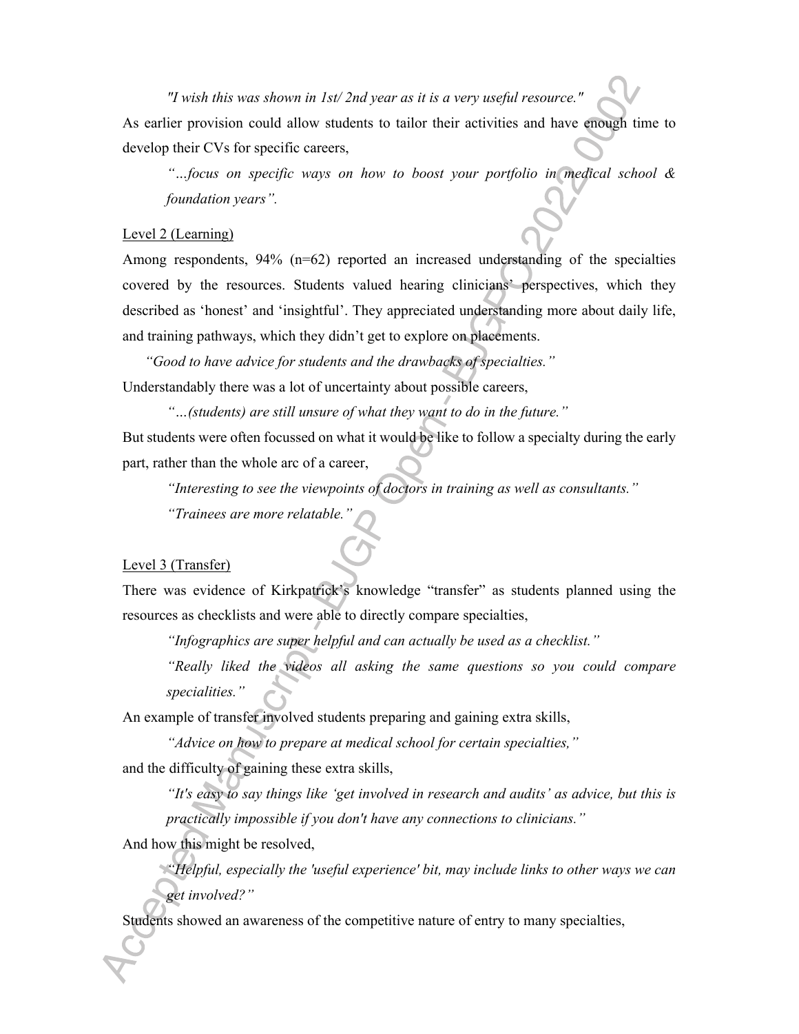*"I wish this was shown in 1st/ 2nd year as it is a very useful resource."*

As earlier provision could allow students to tailor their activities and have enough time to develop their CVs for specific careers,

> *"…focus on specific ways on how to boost your portfolio in medical school & foundation years".*

Level 2 (Learning)

Among respondents, 94% (n=62) reported an increased understanding of the specialties covered by the resources. Students valued hearing clinicians' perspectives, which they described as 'honest' and 'insightful'. They appreciated understanding more about daily life, and training pathways, which they didn't get to explore on placements.

> *"Good to have advice for students and the drawbacks of specialties."*

Understandably there was a lot of uncertainty about possible careers,

> *"…(students) are still unsure of what they want to do in the future."*

But students were often focussed on what it would be like to follow a specialty during the early part, rather than the whole arc of a career,

> *"Interesting to see the viewpoints of doctors in training as well as consultants."*
>
> *"Trainees are more relatable."*

Level 3 (Transfer)

There was evidence of Kirkpatrick's knowledge "transfer" as students planned using the resources as checklists and were able to directly compare specialties,

> *"Infographics are super helpful and can actually be used as a checklist."*
>
> *"Really liked the videos all asking the same questions so you could compare specialities."*

An example of transfer involved students preparing and gaining extra skills,

> *"Advice on how to prepare at medical school for certain specialties,"*

and the difficulty of gaining these extra skills,

> *"It's easy to say things like 'get involved in research and audits' as advice, but this is practically impossible if you don't have any connections to clinicians."*

And how this might be resolved,

> *"Helpful, especially the 'useful experience' bit, may include links to other ways we can get involved?"*

Students showed an awareness of the competitive nature of entry to many specialties,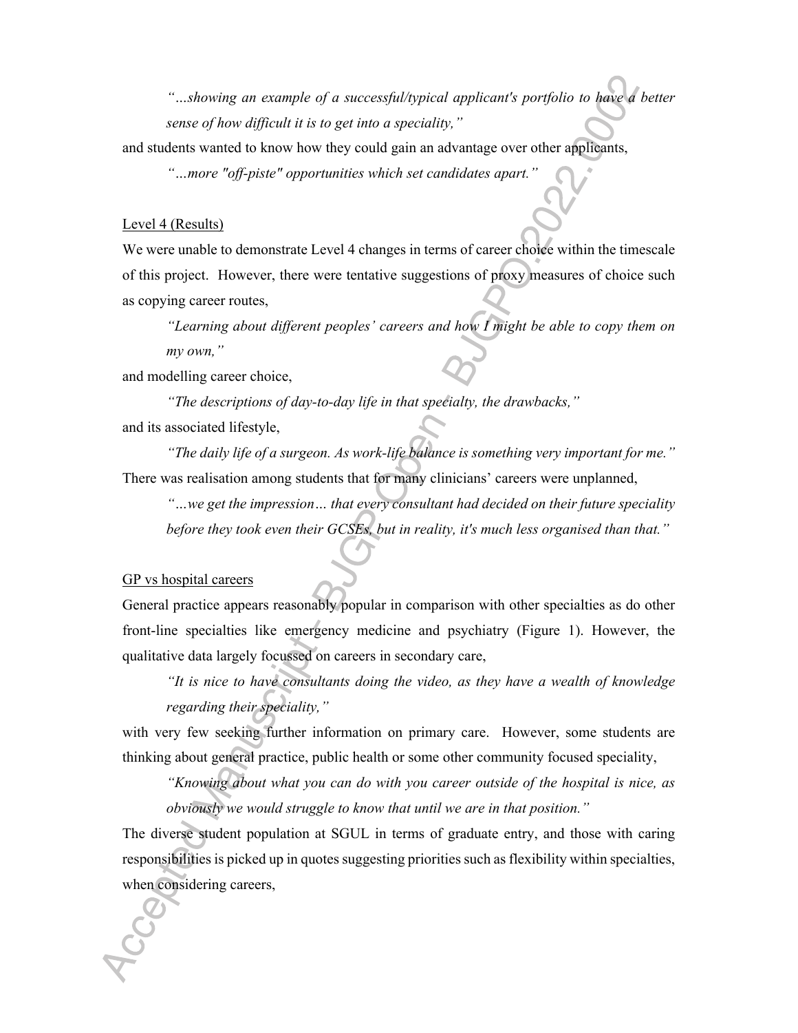*"…showing an example of a successful/typical applicant's portfolio to have a better sense of how difficult it is to get into a speciality,"*

and students wanted to know how they could gain an advantage over other applicants,

*"…more "off-piste" opportunities which set candidates apart."*

Level 4 (Results)

We were unable to demonstrate Level 4 changes in terms of career choice within the timescale of this project. However, there were tentative suggestions of proxy measures of choice such as copying career routes,

*"Learning about different peoples' careers and how I might be able to copy them on my own,"*

and modelling career choice,

*"The descriptions of day-to-day life in that specialty, the drawbacks,"*

and its associated lifestyle,

*"The daily life of a surgeon. As work-life balance is something very important for me."*

There was realisation among students that for many clinicians' careers were unplanned,

*"…we get the impression… that every consultant had decided on their future speciality before they took even their GCSEs, but in reality, it's much less organised than that."*

GP vs hospital careers

General practice appears reasonably popular in comparison with other specialties as do other front-line specialties like emergency medicine and psychiatry (Figure 1). However, the qualitative data largely focussed on careers in secondary care,

*"It is nice to have consultants doing the video, as they have a wealth of knowledge regarding their speciality,"*

with very few seeking further information on primary care. However, some students are thinking about general practice, public health or some other community focused speciality,

*"Knowing about what you can do with you career outside of the hospital is nice, as obviously we would struggle to know that until we are in that position."*

The diverse student population at SGUL in terms of graduate entry, and those with caring responsibilities is picked up in quotes suggesting priorities such as flexibility within specialties, when considering careers,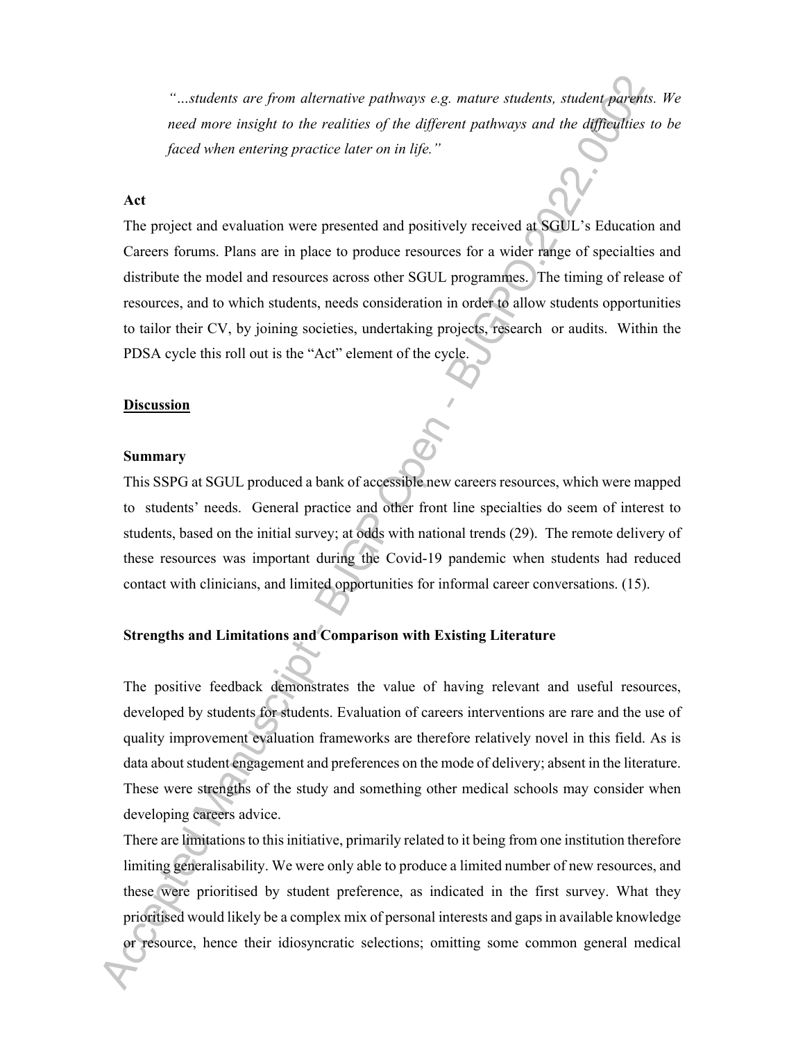*"…students are from alternative pathways e.g. mature students, student parents. We need more insight to the realities of the different pathways and the difficulties to be faced when entering practice later on in life."*

### Act

The project and evaluation were presented and positively received at SGUL's Education and Careers forums. Plans are in place to produce resources for a wider range of specialties and distribute the model and resources across other SGUL programmes. The timing of release of resources, and to which students, needs consideration in order to allow students opportunities to tailor their CV, by joining societies, undertaking projects, research or audits. Within the PDSA cycle this roll out is the "Act" element of the cycle.

## Discussion

### Summary

This SSPG at SGUL produced a bank of accessible new careers resources, which were mapped to students' needs. General practice and other front line specialties do seem of interest to students, based on the initial survey; at odds with national trends (29). The remote delivery of these resources was important during the Covid-19 pandemic when students had reduced contact with clinicians, and limited opportunities for informal career conversations. (15).

### Strengths and Limitations and Comparison with Existing Literature

The positive feedback demonstrates the value of having relevant and useful resources, developed by students for students. Evaluation of careers interventions are rare and the use of quality improvement evaluation frameworks are therefore relatively novel in this field. As is data about student engagement and preferences on the mode of delivery; absent in the literature. These were strengths of the study and something other medical schools may consider when developing careers advice.

There are limitations to this initiative, primarily related to it being from one institution therefore limiting generalisability. We were only able to produce a limited number of new resources, and these were prioritised by student preference, as indicated in the first survey. What they prioritised would likely be a complex mix of personal interests and gaps in available knowledge or resource, hence their idiosyncratic selections; omitting some common general medical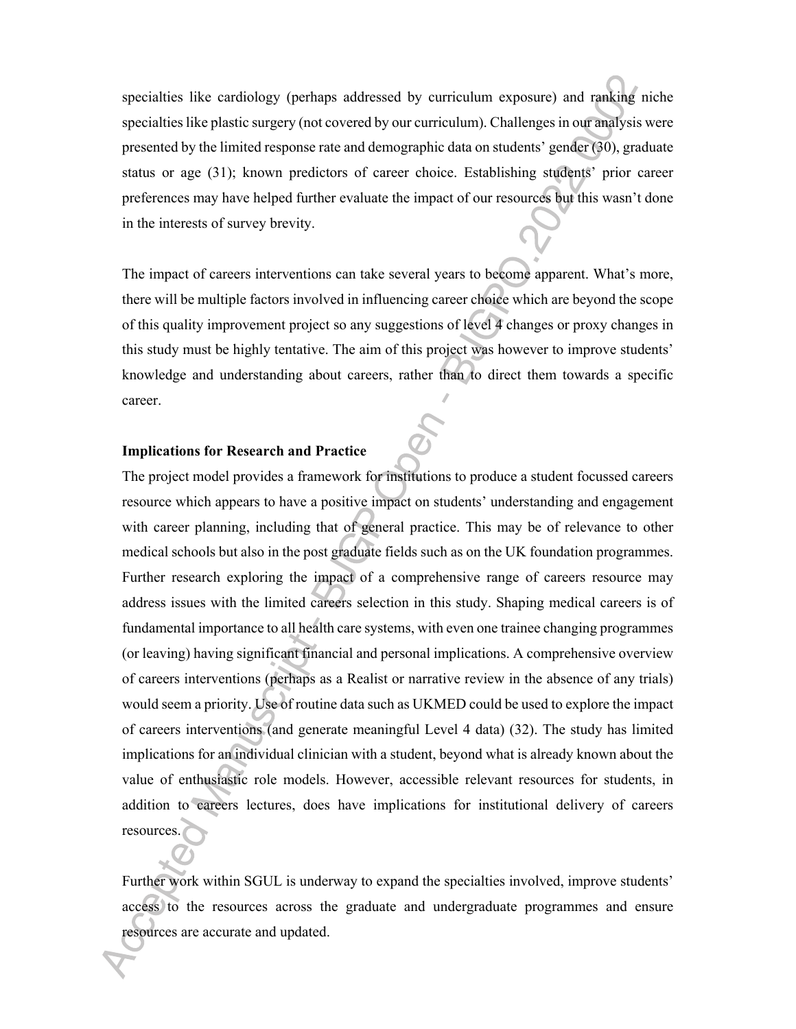specialties like cardiology (perhaps addressed by curriculum exposure) and ranking niche specialties like plastic surgery (not covered by our curriculum). Challenges in our analysis were presented by the limited response rate and demographic data on students' gender (30), graduate status or age (31); known predictors of career choice. Establishing students' prior career preferences may have helped further evaluate the impact of our resources but this wasn't done in the interests of survey brevity.

The impact of careers interventions can take several years to become apparent. What's more, there will be multiple factors involved in influencing career choice which are beyond the scope of this quality improvement project so any suggestions of level 4 changes or proxy changes in this study must be highly tentative. The aim of this project was however to improve students' knowledge and understanding about careers, rather than to direct them towards a specific career.

**Implications for Research and Practice**

The project model provides a framework for institutions to produce a student focussed careers resource which appears to have a positive impact on students' understanding and engagement with career planning, including that of general practice. This may be of relevance to other medical schools but also in the post graduate fields such as on the UK foundation programmes. Further research exploring the impact of a comprehensive range of careers resource may address issues with the limited careers selection in this study. Shaping medical careers is of fundamental importance to all health care systems, with even one trainee changing programmes (or leaving) having significant financial and personal implications. A comprehensive overview of careers interventions (perhaps as a Realist or narrative review in the absence of any trials) would seem a priority. Use of routine data such as UKMED could be used to explore the impact of careers interventions (and generate meaningful Level 4 data) (32). The study has limited implications for an individual clinician with a student, beyond what is already known about the value of enthusiastic role models. However, accessible relevant resources for students, in addition to careers lectures, does have implications for institutional delivery of careers resources.

Further work within SGUL is underway to expand the specialties involved, improve students' access to the resources across the graduate and undergraduate programmes and ensure resources are accurate and updated.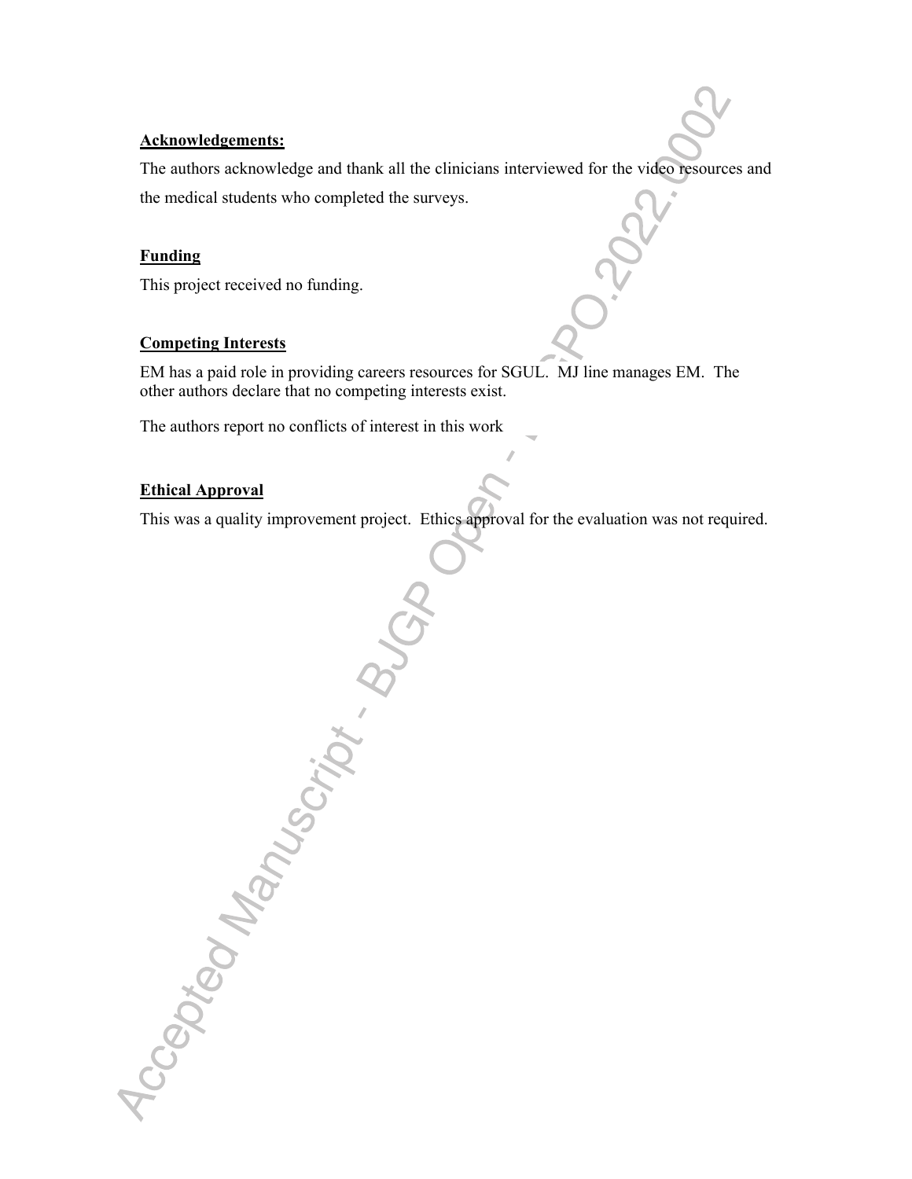**Acknowledgements:**

The authors acknowledge and thank all the clinicians interviewed for the video resources and the medical students who completed the surveys.

**Funding**

This project received no funding.

**Competing Interests**

EM has a paid role in providing careers resources for SGUL. MJ line manages EM. The other authors declare that no competing interests exist.

The authors report no conflicts of interest in this work

**Ethical Approval**

This was a quality improvement project. Ethics approval for the evaluation was not required.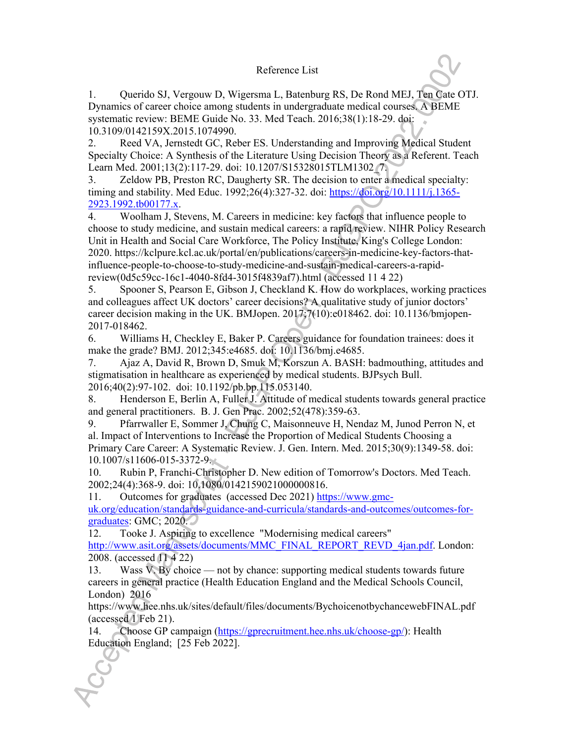# Reference List

1. Querido SJ, Vergouw D, Wigersma L, Batenburg RS, De Rond MEJ, Ten Cate OTJ. Dynamics of career choice among students in undergraduate medical courses. A BEME systematic review: BEME Guide No. 33. Med Teach. 2016;38(1):18-29. doi: 10.3109/0142159X.2015.1074990.
2. Reed VA, Jernstedt GC, Reber ES. Understanding and Improving Medical Student Specialty Choice: A Synthesis of the Literature Using Decision Theory as a Referent. Teach Learn Med. 2001;13(2):117-29. doi: 10.1207/S15328015TLM1302_7.
3. Zeldow PB, Preston RC, Daugherty SR. The decision to enter a medical specialty: timing and stability. Med Educ. 1992;26(4):327-32. doi: https://doi.org/10.1111/j.1365-2923.1992.tb00177.x.
4. Woolham J, Stevens, M. Careers in medicine: key factors that influence people to choose to study medicine, and sustain medical careers: a rapid review. NIHR Policy Research Unit in Health and Social Care Workforce, The Policy Institute, King's College London: 2020. https://kclpure.kcl.ac.uk/portal/en/publications/careers-in-medicine-key-factors-that-influence-people-to-choose-to-study-medicine-and-sustain-medical-careers-a-rapid-review(0d5c59cc-16c1-4040-8fd4-3015f4839af7).html (accessed 11 4 22)
5. Spooner S, Pearson E, Gibson J, Checkland K. How do workplaces, working practices and colleagues affect UK doctors' career decisions? A qualitative study of junior doctors' career decision making in the UK. BMJopen. 2017;7(10):e018462. doi: 10.1136/bmjopen-2017-018462.
6. Williams H, Checkley E, Baker P. Careers guidance for foundation trainees: does it make the grade? BMJ. 2012;345:e4685. doi: 10.1136/bmj.e4685.
7. Ajaz A, David R, Brown D, Smuk M, Korszun A. BASH: badmouthing, attitudes and stigmatisation in healthcare as experienced by medical students. BJPsych Bull. 2016;40(2):97-102. doi: 10.1192/pb.bp.115.053140.
8. Henderson E, Berlin A, Fuller J. Attitude of medical students towards general practice and general practitioners. B. J. Gen Prac. 2002;52(478):359-63.
9. Pfarrwaller E, Sommer J, Chung C, Maisonneuve H, Nendaz M, Junod Perron N, et al. Impact of Interventions to Increase the Proportion of Medical Students Choosing a Primary Care Career: A Systematic Review. J. Gen. Intern. Med. 2015;30(9):1349-58. doi: 10.1007/s11606-015-3372-9.
10. Rubin P, Franchi-Christopher D. New edition of Tomorrow's Doctors. Med Teach. 2002;24(4):368-9. doi: 10.1080/0142159021000000816.
11. Outcomes for graduates (accessed Dec 2021) https://www.gmc-uk.org/education/standards-guidance-and-curricula/standards-and-outcomes/outcomes-for-graduates: GMC; 2020.
12. Tooke J. Aspiring to excellence "Modernising medical careers" http://www.asit.org/assets/documents/MMC_FINAL_REPORT_REVD_4jan.pdf. London: 2008. (accessed 11 4 22)
13. Wass V. By choice — not by chance: supporting medical students towards future careers in general practice (Health Education England and the Medical Schools Council, London) 2016 https://www.hee.nhs.uk/sites/default/files/documents/BychoicenotbychancewebFINAL.pdf (accessed 1 Feb 21).
14. Choose GP campaign (https://gprecruitment.hee.nhs.uk/choose-gp/): Health Education England; [25 Feb 2022].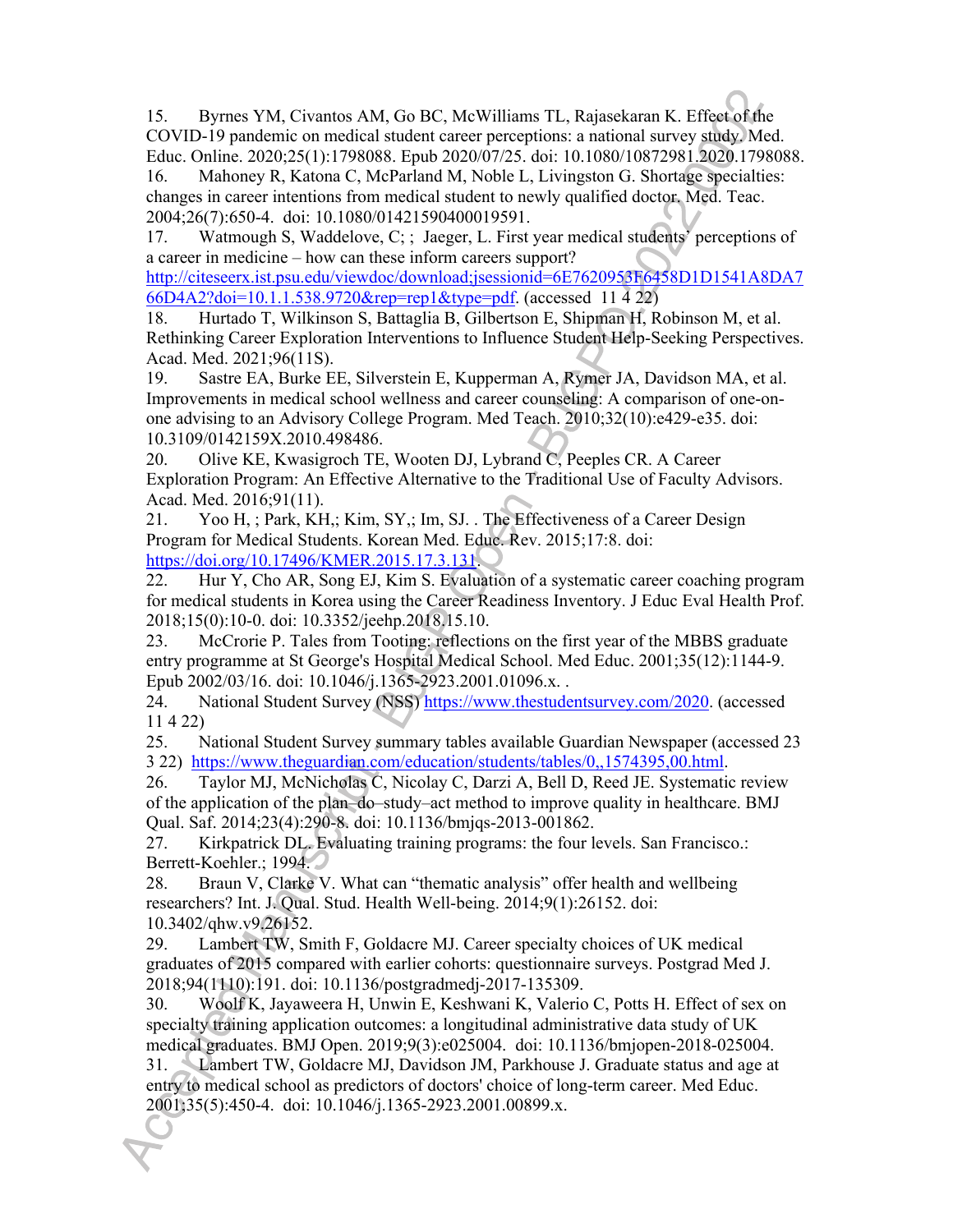15. Byrnes YM, Civantos AM, Go BC, McWilliams TL, Rajasekaran K. Effect of the COVID-19 pandemic on medical student career perceptions: a national survey study. Med. Educ. Online. 2020;25(1):1798088. Epub 2020/07/25. doi: 10.1080/10872981.2020.1798088.

16. Mahoney R, Katona C, McParland M, Noble L, Livingston G. Shortage specialties: changes in career intentions from medical student to newly qualified doctor. Med. Teac. 2004;26(7):650-4. doi: 10.1080/01421590400019591.

17. Watmough S, Waddelove, C; ; Jaeger, L. First year medical students' perceptions of a career in medicine – how can these inform careers support? http://citeseerx.ist.psu.edu/viewdoc/download;jsessionid=6E7620953F6458D1D1541A8DA766D4A2?doi=10.1.1.538.9720&rep=rep1&type=pdf. (accessed 11 4 22)

18. Hurtado T, Wilkinson S, Battaglia B, Gilbertson E, Shipman H, Robinson M, et al. Rethinking Career Exploration Interventions to Influence Student Help-Seeking Perspectives. Acad. Med. 2021;96(11S).

19. Sastre EA, Burke EE, Silverstein E, Kupperman A, Rymer JA, Davidson MA, et al. Improvements in medical school wellness and career counseling: A comparison of one-on-one advising to an Advisory College Program. Med Teach. 2010;32(10):e429-e35. doi: 10.3109/0142159X.2010.498486.

20. Olive KE, Kwasigroch TE, Wooten DJ, Lybrand C, Peeples CR. A Career Exploration Program: An Effective Alternative to the Traditional Use of Faculty Advisors. Acad. Med. 2016;91(11).

21. Yoo H, ; Park, KH,; Kim, SY,; Im, SJ. . The Effectiveness of a Career Design Program for Medical Students. Korean Med. Educ. Rev. 2015;17:8. doi: https://doi.org/10.17496/KMER.2015.17.3.131.

22. Hur Y, Cho AR, Song EJ, Kim S. Evaluation of a systematic career coaching program for medical students in Korea using the Career Readiness Inventory. J Educ Eval Health Prof. 2018;15(0):10-0. doi: 10.3352/jeehp.2018.15.10.

23. McCrorie P. Tales from Tooting: reflections on the first year of the MBBS graduate entry programme at St George's Hospital Medical School. Med Educ. 2001;35(12):1144-9. Epub 2002/03/16. doi: 10.1046/j.1365-2923.2001.01096.x. .

24. National Student Survey (NSS) https://www.thestudentsurvey.com/2020. (accessed 11 4 22)

25. National Student Survey summary tables available Guardian Newspaper (accessed 23 3 22) https://www.theguardian.com/education/students/tables/0,,1574395,00.html.

26. Taylor MJ, McNicholas C, Nicolay C, Darzi A, Bell D, Reed JE. Systematic review of the application of the plan–do–study–act method to improve quality in healthcare. BMJ Qual. Saf. 2014;23(4):290-8. doi: 10.1136/bmjqs-2013-001862.

27. Kirkpatrick DL. Evaluating training programs: the four levels. San Francisco.: Berrett-Koehler.; 1994.

28. Braun V, Clarke V. What can "thematic analysis" offer health and wellbeing researchers? Int. J. Qual. Stud. Health Well-being. 2014;9(1):26152. doi: 10.3402/qhw.v9.26152.

29. Lambert TW, Smith F, Goldacre MJ. Career specialty choices of UK medical graduates of 2015 compared with earlier cohorts: questionnaire surveys. Postgrad Med J. 2018;94(1110):191. doi: 10.1136/postgradmedj-2017-135309.

30. Woolf K, Jayaweera H, Unwin E, Keshwani K, Valerio C, Potts H. Effect of sex on specialty training application outcomes: a longitudinal administrative data study of UK medical graduates. BMJ Open. 2019;9(3):e025004. doi: 10.1136/bmjopen-2018-025004.

31. Lambert TW, Goldacre MJ, Davidson JM, Parkhouse J. Graduate status and age at entry to medical school as predictors of doctors' choice of long-term career. Med Educ. 2001;35(5):450-4. doi: 10.1046/j.1365-2923.2001.00899.x.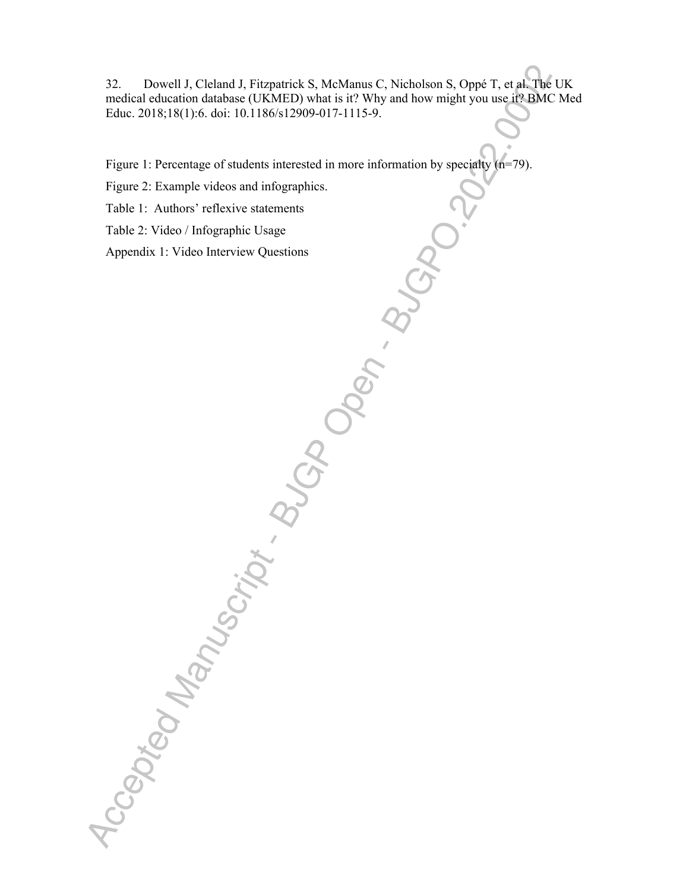32. Dowell J, Cleland J, Fitzpatrick S, McManus C, Nicholson S, Oppé T, et al. The UK medical education database (UKMED) what is it? Why and how might you use it? BMC Med Educ. 2018;18(1):6. doi: 10.1186/s12909-017-1115-9.

Figure 1: Percentage of students interested in more information by specialty (n=79).

Figure 2: Example videos and infographics.

Table 1: Authors' reflexive statements

Table 2: Video / Infographic Usage

Appendix 1: Video Interview Questions